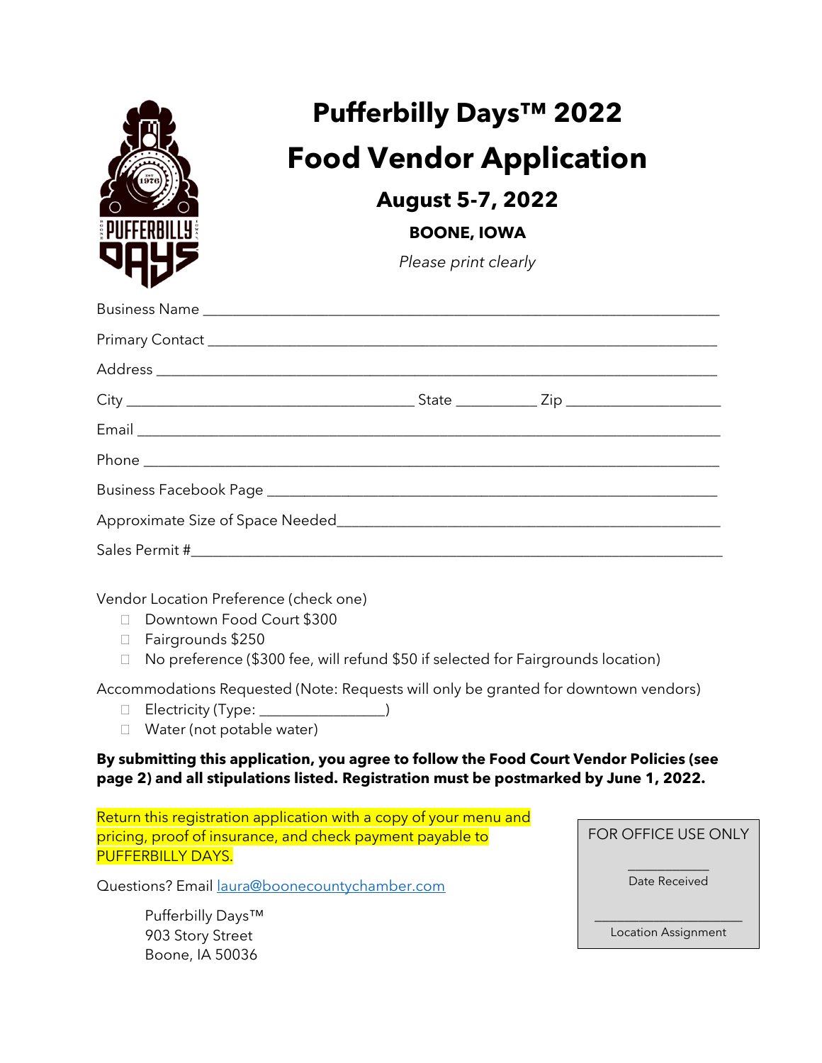# Pufferbilly Days™ 2022

# Food Vendor Application

## August 5-7, 2022

### BOONE, IOWA

*Please print clearly*

Business Name ___________________________________________________________

Primary Contact __________________________________________________________

Address ________________________________________________________________

City ____________________________ State _________ Zip _________________

Email __________________________________________________________________

Phone _________________________________________________________________

Business Facebook Page ____________________________________________________

Approximate Size of Space Needed____________________________________________

Sales Permit #____________________________________________________________

Vendor Location Preference (check one)

- ☐ Downtown Food Court $300
- ☐ Fairgrounds $250
- ☐ No preference ($300 fee, will refund $50 if selected for Fairgrounds location)

Accommodations Requested (Note: Requests will only be granted for downtown vendors)

- ☐ Electricity (Type: _______________)
- ☐ Water (not potable water)

**By submitting this application, you agree to follow the Food Court Vendor Policies (see page 2) and all stipulations listed. Registration must be postmarked by June 1, 2022.**

Return this registration application with a copy of your menu and pricing, proof of insurance, and check payment payable to PUFFERBILLY DAYS.

Questions? Email laura@boonecountychamber.com

Pufferbilly Days™
903 Story Street
Boone, IA 50036

FOR OFFICE USE ONLY

__________
Date Received

__________________
Location Assignment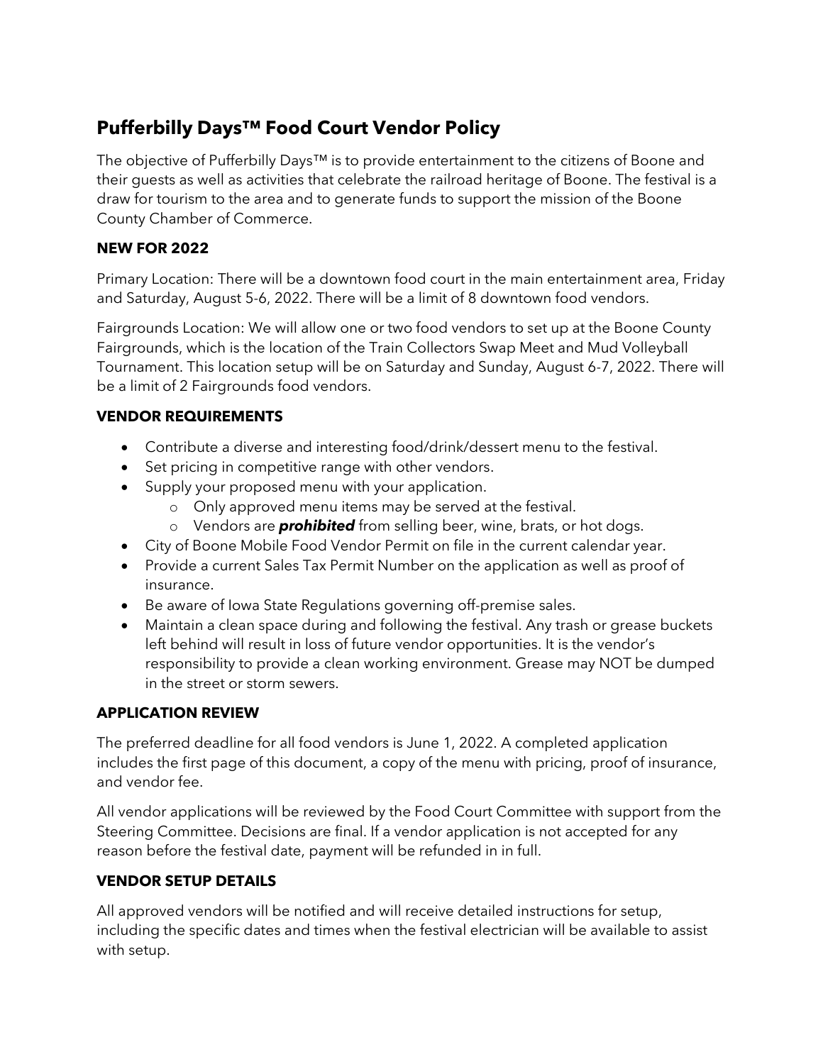# Pufferbilly Days™ Food Court Vendor Policy

The objective of Pufferbilly Days™ is to provide entertainment to the citizens of Boone and their guests as well as activities that celebrate the railroad heritage of Boone. The festival is a draw for tourism to the area and to generate funds to support the mission of the Boone County Chamber of Commerce.

### NEW FOR 2022

Primary Location: There will be a downtown food court in the main entertainment area, Friday and Saturday, August 5-6, 2022. There will be a limit of 8 downtown food vendors.

Fairgrounds Location: We will allow one or two food vendors to set up at the Boone County Fairgrounds, which is the location of the Train Collectors Swap Meet and Mud Volleyball Tournament. This location setup will be on Saturday and Sunday, August 6-7, 2022. There will be a limit of 2 Fairgrounds food vendors.

### VENDOR REQUIREMENTS

- Contribute a diverse and interesting food/drink/dessert menu to the festival.
- Set pricing in competitive range with other vendors.
- Supply your proposed menu with your application.
  - Only approved menu items may be served at the festival.
  - Vendors are ***prohibited*** from selling beer, wine, brats, or hot dogs.
- City of Boone Mobile Food Vendor Permit on file in the current calendar year.
- Provide a current Sales Tax Permit Number on the application as well as proof of insurance.
- Be aware of Iowa State Regulations governing off-premise sales.
- Maintain a clean space during and following the festival. Any trash or grease buckets left behind will result in loss of future vendor opportunities. It is the vendor's responsibility to provide a clean working environment. Grease may NOT be dumped in the street or storm sewers.

### APPLICATION REVIEW

The preferred deadline for all food vendors is June 1, 2022. A completed application includes the first page of this document, a copy of the menu with pricing, proof of insurance, and vendor fee.

All vendor applications will be reviewed by the Food Court Committee with support from the Steering Committee. Decisions are final. If a vendor application is not accepted for any reason before the festival date, payment will be refunded in in full.

### VENDOR SETUP DETAILS

All approved vendors will be notified and will receive detailed instructions for setup, including the specific dates and times when the festival electrician will be available to assist with setup.